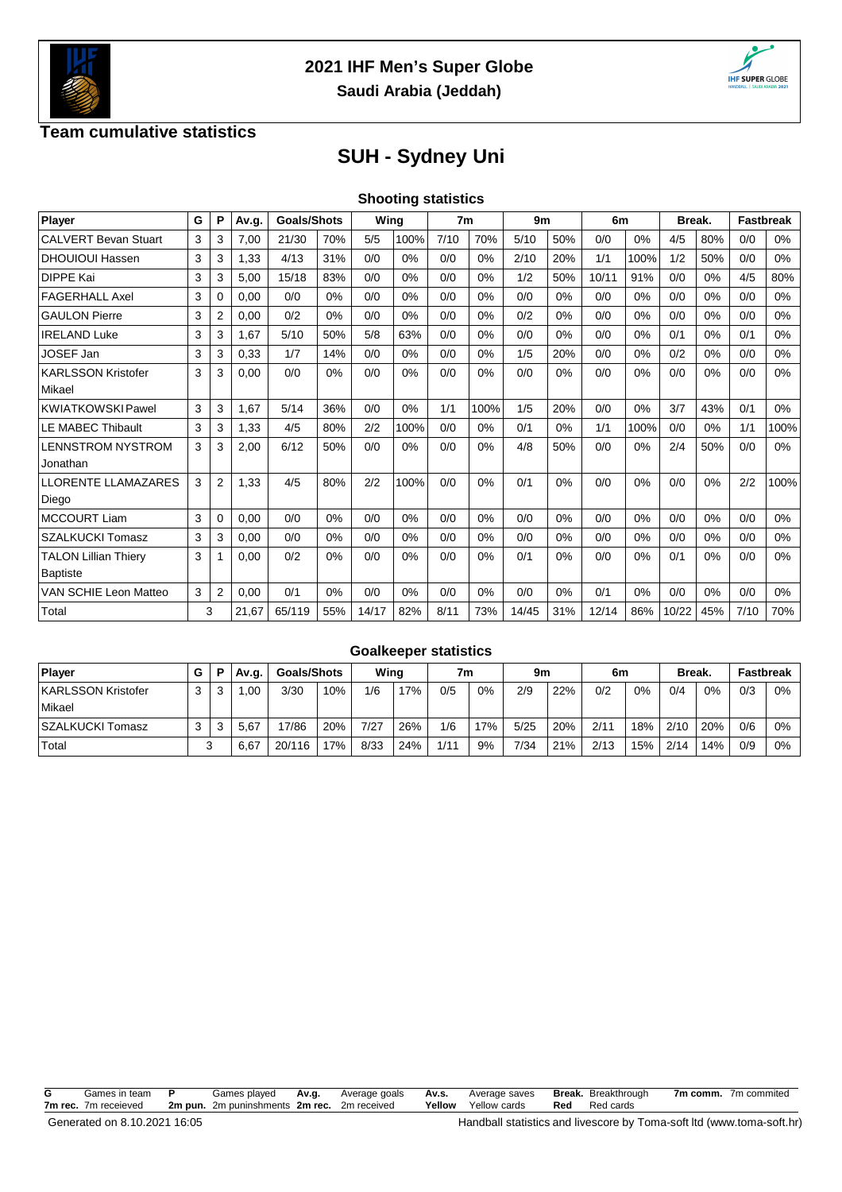## 2021 IHF Men's Super Globe

### Saudi Arabia (Jeddah)

### Team cumulative statistics

# SUH - Sydney Uni

### Shooting statistics

| Player | G | P | Av.g. | Goals/Shots | | Wing | | 7m | | 9m | | 6m | | Break. | | Fastbreak | |
|---|---|---|---|---|---|---|---|---|---|---|---|---|---|---|---|---|---|
| CALVERT Bevan Stuart | 3 | 3 | 7,00 | 21/30 | 70% | 5/5 | 100% | 7/10 | 70% | 5/10 | 50% | 0/0 | 0% | 4/5 | 80% | 0/0 | 0% |
| DHOUIOUI Hassen | 3 | 3 | 1,33 | 4/13 | 31% | 0/0 | 0% | 0/0 | 0% | 2/10 | 20% | 1/1 | 100% | 1/2 | 50% | 0/0 | 0% |
| DIPPE Kai | 3 | 3 | 5,00 | 15/18 | 83% | 0/0 | 0% | 0/0 | 0% | 1/2 | 50% | 10/11 | 91% | 0/0 | 0% | 4/5 | 80% |
| FAGERHALL Axel | 3 | 0 | 0,00 | 0/0 | 0% | 0/0 | 0% | 0/0 | 0% | 0/0 | 0% | 0/0 | 0% | 0/0 | 0% | 0/0 | 0% |
| GAULON Pierre | 3 | 2 | 0,00 | 0/2 | 0% | 0/0 | 0% | 0/0 | 0% | 0/2 | 0% | 0/0 | 0% | 0/0 | 0% | 0/0 | 0% |
| IRELAND Luke | 3 | 3 | 1,67 | 5/10 | 50% | 5/8 | 63% | 0/0 | 0% | 0/0 | 0% | 0/0 | 0% | 0/1 | 0% | 0/1 | 0% |
| JOSEF Jan | 3 | 3 | 0,33 | 1/7 | 14% | 0/0 | 0% | 0/0 | 0% | 1/5 | 20% | 0/0 | 0% | 0/2 | 0% | 0/0 | 0% |
| KARLSSON Kristofer Mikael | 3 | 3 | 0,00 | 0/0 | 0% | 0/0 | 0% | 0/0 | 0% | 0/0 | 0% | 0/0 | 0% | 0/0 | 0% | 0/0 | 0% |
| KWIATKOWSKI Pawel | 3 | 3 | 1,67 | 5/14 | 36% | 0/0 | 0% | 1/1 | 100% | 1/5 | 20% | 0/0 | 0% | 3/7 | 43% | 0/1 | 0% |
| LE MABEC Thibault | 3 | 3 | 1,33 | 4/5 | 80% | 2/2 | 100% | 0/0 | 0% | 0/1 | 0% | 1/1 | 100% | 0/0 | 0% | 1/1 | 100% |
| LENNSTROM NYSTROM Jonathan | 3 | 3 | 2,00 | 6/12 | 50% | 0/0 | 0% | 0/0 | 0% | 4/8 | 50% | 0/0 | 0% | 2/4 | 50% | 0/0 | 0% |
| LLORENTE LLAMAZARES Diego | 3 | 2 | 1,33 | 4/5 | 80% | 2/2 | 100% | 0/0 | 0% | 0/1 | 0% | 0/0 | 0% | 0/0 | 0% | 2/2 | 100% |
| MCCOURT Liam | 3 | 0 | 0,00 | 0/0 | 0% | 0/0 | 0% | 0/0 | 0% | 0/0 | 0% | 0/0 | 0% | 0/0 | 0% | 0/0 | 0% |
| SZALKUCKI Tomasz | 3 | 3 | 0,00 | 0/0 | 0% | 0/0 | 0% | 0/0 | 0% | 0/0 | 0% | 0/0 | 0% | 0/0 | 0% | 0/0 | 0% |
| TALON Lillian Thiery Baptiste | 3 | 1 | 0,00 | 0/2 | 0% | 0/0 | 0% | 0/0 | 0% | 0/1 | 0% | 0/0 | 0% | 0/1 | 0% | 0/0 | 0% |
| VAN SCHIE Leon Matteo | 3 | 2 | 0,00 | 0/1 | 0% | 0/0 | 0% | 0/0 | 0% | 0/0 | 0% | 0/1 | 0% | 0/0 | 0% | 0/0 | 0% |
| Total | 3 | | 21,67 | 65/119 | 55% | 14/17 | 82% | 8/11 | 73% | 14/45 | 31% | 12/14 | 86% | 10/22 | 45% | 7/10 | 70% |

### Goalkeeper statistics

| Player | G | P | Av.g. | Goals/Shots | | Wing | | 7m | | 9m | | 6m | | Break. | | Fastbreak | |
|---|---|---|---|---|---|---|---|---|---|---|---|---|---|---|---|---|---|
| KARLSSON Kristofer Mikael | 3 | 3 | 1,00 | 3/30 | 10% | 1/6 | 17% | 0/5 | 0% | 2/9 | 22% | 0/2 | 0% | 0/4 | 0% | 0/3 | 0% |
| SZALKUCKI Tomasz | 3 | 3 | 5,67 | 17/86 | 20% | 7/27 | 26% | 1/6 | 17% | 5/25 | 20% | 2/11 | 18% | 2/10 | 20% | 0/6 | 0% |
| Total | 3 | | 6,67 | 20/116 | 17% | 8/33 | 24% | 1/11 | 9% | 7/34 | 21% | 2/13 | 15% | 2/14 | 14% | 0/9 | 0% |

**G** Games in team **P** Games played **Av.g.** Average goals **Av.s.** Average saves **Break.** Breakthrough **7m comm.** 7m commited
**7m rec.** 7m receieved **2m pun.** 2m puninshments **2m rec.** 2m received **Yellow** Yellow cards **Red** Red cards

Generated on 8.10.2021 16:05

Handball statistics and livescore by Toma-soft ltd (www.toma-soft.hr)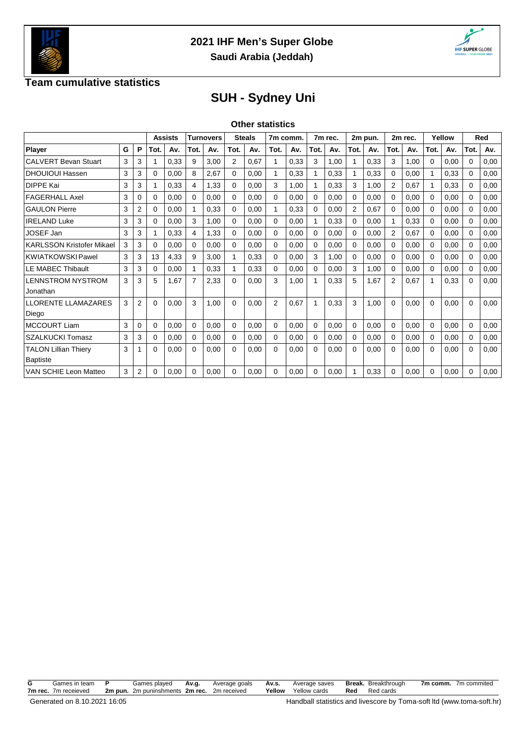# 2021 IHF Men's Super Globe

**Saudi Arabia (Jeddah)**

## Team cumulative statistics

# SUH - Sydney Uni

### Other statistics

| | | | Assists | | Turnovers | | Steals | | 7m comm. | | 7m rec. | | 2m pun. | | 2m rec. | | Yellow | | Red | |
|---|---|---|---|---|---|---|---|---|---|---|---|---|---|---|---|---|---|---|---|---|
| Player | G | P | Tot. | Av. | Tot. | Av. | Tot. | Av. | Tot. | Av. | Tot. | Av. | Tot. | Av. | Tot. | Av. | Tot. | Av. | Tot. | Av. |
| CALVERT Bevan Stuart | 3 | 3 | 1 | 0,33 | 9 | 3,00 | 2 | 0,67 | 1 | 0,33 | 3 | 1,00 | 1 | 0,33 | 3 | 1,00 | 0 | 0,00 | 0 | 0,00 |
| DHOUIOUI Hassen | 3 | 3 | 0 | 0,00 | 8 | 2,67 | 0 | 0,00 | 1 | 0,33 | 1 | 0,33 | 1 | 0,33 | 0 | 0,00 | 1 | 0,33 | 0 | 0,00 |
| DIPPE Kai | 3 | 3 | 1 | 0,33 | 4 | 1,33 | 0 | 0,00 | 3 | 1,00 | 1 | 0,33 | 3 | 1,00 | 2 | 0,67 | 1 | 0,33 | 0 | 0,00 |
| FAGERHALL Axel | 3 | 0 | 0 | 0,00 | 0 | 0,00 | 0 | 0,00 | 0 | 0,00 | 0 | 0,00 | 0 | 0,00 | 0 | 0,00 | 0 | 0,00 | 0 | 0,00 |
| GAULON Pierre | 3 | 2 | 0 | 0,00 | 1 | 0,33 | 0 | 0,00 | 1 | 0,33 | 0 | 0,00 | 2 | 0,67 | 0 | 0,00 | 0 | 0,00 | 0 | 0,00 |
| IRELAND Luke | 3 | 3 | 0 | 0,00 | 3 | 1,00 | 0 | 0,00 | 0 | 0,00 | 1 | 0,33 | 0 | 0,00 | 1 | 0,33 | 0 | 0,00 | 0 | 0,00 |
| JOSEF Jan | 3 | 3 | 1 | 0,33 | 4 | 1,33 | 0 | 0,00 | 0 | 0,00 | 0 | 0,00 | 0 | 0,00 | 2 | 0,67 | 0 | 0,00 | 0 | 0,00 |
| KARLSSON Kristofer Mikael | 3 | 3 | 0 | 0,00 | 0 | 0,00 | 0 | 0,00 | 0 | 0,00 | 0 | 0,00 | 0 | 0,00 | 0 | 0,00 | 0 | 0,00 | 0 | 0,00 |
| KWIATKOWSKI Pawel | 3 | 3 | 13 | 4,33 | 9 | 3,00 | 1 | 0,33 | 0 | 0,00 | 3 | 1,00 | 0 | 0,00 | 0 | 0,00 | 0 | 0,00 | 0 | 0,00 |
| LE MABEC Thibault | 3 | 3 | 0 | 0,00 | 1 | 0,33 | 1 | 0,33 | 0 | 0,00 | 0 | 0,00 | 3 | 1,00 | 0 | 0,00 | 0 | 0,00 | 0 | 0,00 |
| LENNSTROM NYSTROM Jonathan | 3 | 3 | 5 | 1,67 | 7 | 2,33 | 0 | 0,00 | 3 | 1,00 | 1 | 0,33 | 5 | 1,67 | 2 | 0,67 | 1 | 0,33 | 0 | 0,00 |
| LLORENTE LLAMAZARES Diego | 3 | 2 | 0 | 0,00 | 3 | 1,00 | 0 | 0,00 | 2 | 0,67 | 1 | 0,33 | 3 | 1,00 | 0 | 0,00 | 0 | 0,00 | 0 | 0,00 |
| MCCOURT Liam | 3 | 0 | 0 | 0,00 | 0 | 0,00 | 0 | 0,00 | 0 | 0,00 | 0 | 0,00 | 0 | 0,00 | 0 | 0,00 | 0 | 0,00 | 0 | 0,00 |
| SZALKUCKI Tomasz | 3 | 3 | 0 | 0,00 | 0 | 0,00 | 0 | 0,00 | 0 | 0,00 | 0 | 0,00 | 0 | 0,00 | 0 | 0,00 | 0 | 0,00 | 0 | 0,00 |
| TALON Lillian Thiery Baptiste | 3 | 1 | 0 | 0,00 | 0 | 0,00 | 0 | 0,00 | 0 | 0,00 | 0 | 0,00 | 0 | 0,00 | 0 | 0,00 | 0 | 0,00 | 0 | 0,00 |
| VAN SCHIE Leon Matteo | 3 | 2 | 0 | 0,00 | 0 | 0,00 | 0 | 0,00 | 0 | 0,00 | 0 | 0,00 | 1 | 0,33 | 0 | 0,00 | 0 | 0,00 | 0 | 0,00 |

**G** Games in team **P** Games played **Av.g.** Average goals **Av.s.** Average saves **Break.** Breakthrough **7m comm.** 7m commited
**7m rec.** 7m receieved **2m pun.** 2m puninshments **2m rec.** 2m received **Yellow** Yellow cards **Red** Red cards

Generated on 8.10.2021 16:05

Handball statistics and livescore by Toma-soft ltd (www.toma-soft.hr)